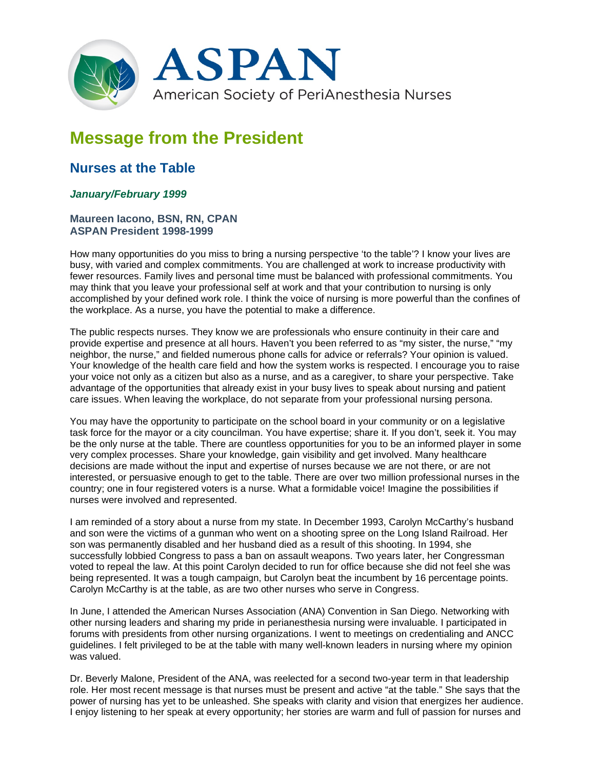ASPAN

American Society of PeriAnesthesia Nurses

# Message from the President

## Nurses at the Table

### *January/February 1999*

**Maureen Iacono, BSN, RN, CPAN**
**ASPAN President 1998-1999**

How many opportunities do you miss to bring a nursing perspective 'to the table'? I know your lives are busy, with varied and complex commitments. You are challenged at work to increase productivity with fewer resources. Family lives and personal time must be balanced with professional commitments. You may think that you leave your professional self at work and that your contribution to nursing is only accomplished by your defined work role. I think the voice of nursing is more powerful than the confines of the workplace. As a nurse, you have the potential to make a difference.

The public respects nurses. They know we are professionals who ensure continuity in their care and provide expertise and presence at all hours. Haven't you been referred to as "my sister, the nurse," "my neighbor, the nurse," and fielded numerous phone calls for advice or referrals? Your opinion is valued. Your knowledge of the health care field and how the system works is respected. I encourage you to raise your voice not only as a citizen but also as a nurse, and as a caregiver, to share your perspective. Take advantage of the opportunities that already exist in your busy lives to speak about nursing and patient care issues. When leaving the workplace, do not separate from your professional nursing persona.

You may have the opportunity to participate on the school board in your community or on a legislative task force for the mayor or a city councilman. You have expertise; share it. If you don't, seek it. You may be the only nurse at the table. There are countless opportunities for you to be an informed player in some very complex processes. Share your knowledge, gain visibility and get involved. Many healthcare decisions are made without the input and expertise of nurses because we are not there, or are not interested, or persuasive enough to get to the table. There are over two million professional nurses in the country; one in four registered voters is a nurse. What a formidable voice! Imagine the possibilities if nurses were involved and represented.

I am reminded of a story about a nurse from my state. In December 1993, Carolyn McCarthy's husband and son were the victims of a gunman who went on a shooting spree on the Long Island Railroad. Her son was permanently disabled and her husband died as a result of this shooting. In 1994, she successfully lobbied Congress to pass a ban on assault weapons. Two years later, her Congressman voted to repeal the law. At this point Carolyn decided to run for office because she did not feel she was being represented. It was a tough campaign, but Carolyn beat the incumbent by 16 percentage points. Carolyn McCarthy is at the table, as are two other nurses who serve in Congress.

In June, I attended the American Nurses Association (ANA) Convention in San Diego. Networking with other nursing leaders and sharing my pride in perianesthesia nursing were invaluable. I participated in forums with presidents from other nursing organizations. I went to meetings on credentialing and ANCC guidelines. I felt privileged to be at the table with many well-known leaders in nursing where my opinion was valued.

Dr. Beverly Malone, President of the ANA, was reelected for a second two-year term in that leadership role. Her most recent message is that nurses must be present and active "at the table." She says that the power of nursing has yet to be unleashed. She speaks with clarity and vision that energizes her audience. I enjoy listening to her speak at every opportunity; her stories are warm and full of passion for nurses and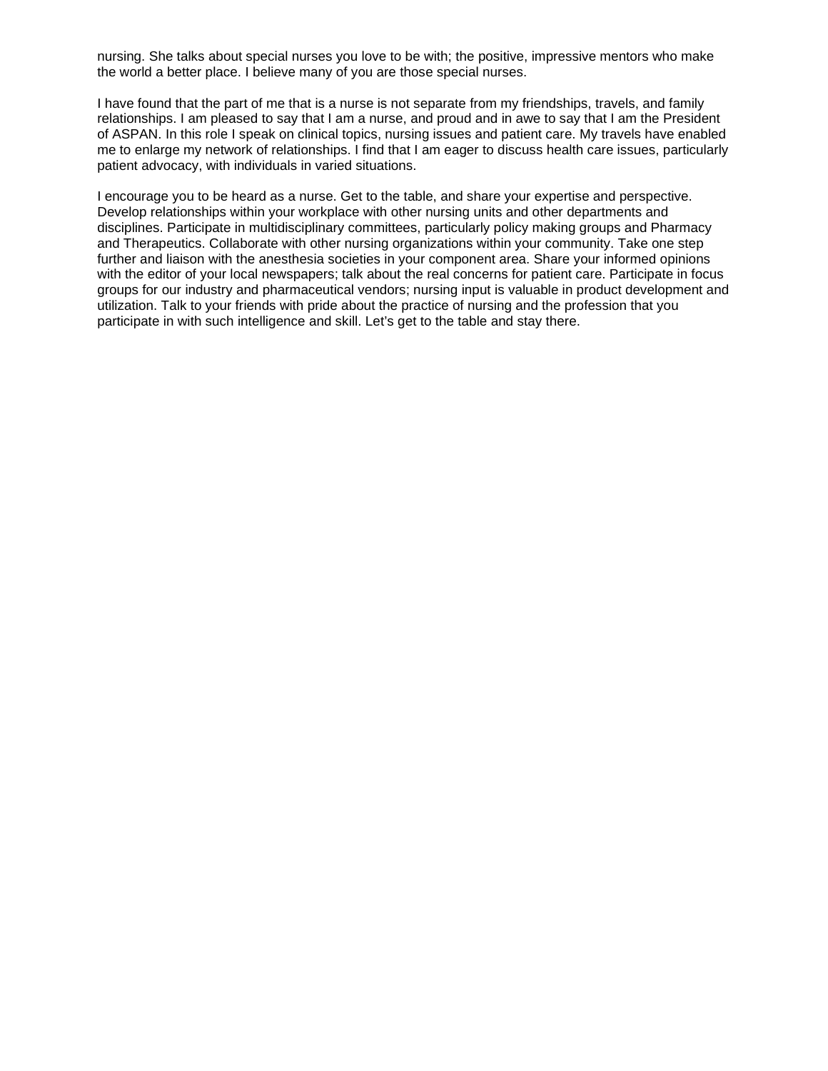nursing. She talks about special nurses you love to be with; the positive, impressive mentors who make the world a better place. I believe many of you are those special nurses.

I have found that the part of me that is a nurse is not separate from my friendships, travels, and family relationships. I am pleased to say that I am a nurse, and proud and in awe to say that I am the President of ASPAN. In this role I speak on clinical topics, nursing issues and patient care. My travels have enabled me to enlarge my network of relationships. I find that I am eager to discuss health care issues, particularly patient advocacy, with individuals in varied situations.

I encourage you to be heard as a nurse. Get to the table, and share your expertise and perspective. Develop relationships within your workplace with other nursing units and other departments and disciplines. Participate in multidisciplinary committees, particularly policy making groups and Pharmacy and Therapeutics. Collaborate with other nursing organizations within your community. Take one step further and liaison with the anesthesia societies in your component area. Share your informed opinions with the editor of your local newspapers; talk about the real concerns for patient care. Participate in focus groups for our industry and pharmaceutical vendors; nursing input is valuable in product development and utilization. Talk to your friends with pride about the practice of nursing and the profession that you participate in with such intelligence and skill. Let's get to the table and stay there.